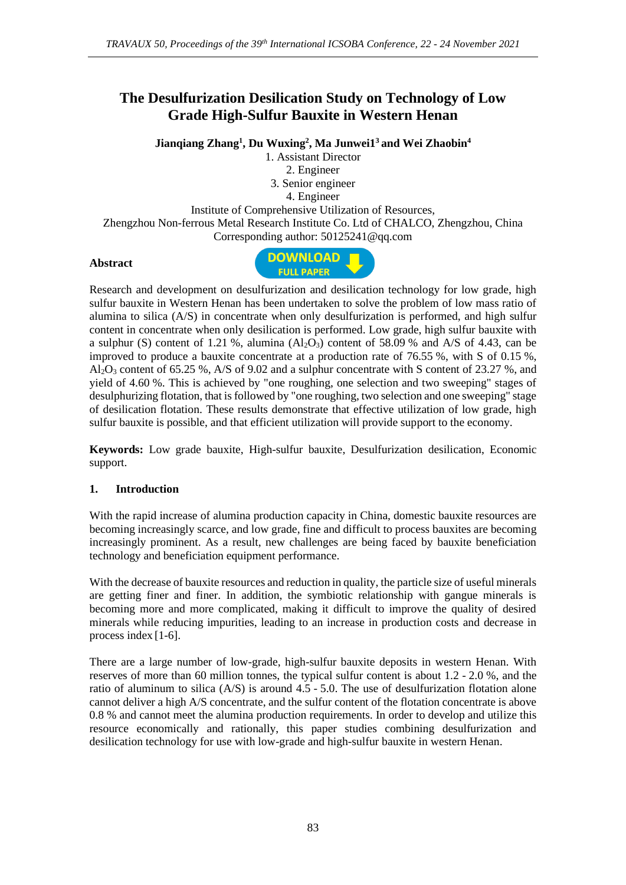# The Desulfurization Desilication Study on Technology of Low Grade High-Sulfur Bauxite in Western Henan

**Jianqiang Zhang[1], Du Wuxing[2], Ma Junwei1[3] and Wei Zhaobin[4]**

1. Assistant Director
2. Engineer
3. Senior engineer
4. Engineer

Institute of Comprehensive Utilization of Resources,
Zhengzhou Non-ferrous Metal Research Institute Co. Ltd of CHALCO, Zhengzhou, China
Corresponding author: 50125241@qq.com

## Abstract

Research and development on desulfurization and desilication technology for low grade, high sulfur bauxite in Western Henan has been undertaken to solve the problem of low mass ratio of alumina to silica (A/S) in concentrate when only desulfurization is performed, and high sulfur content in concentrate when only desilication is performed. Low grade, high sulfur bauxite with a sulphur (S) content of 1.21 %, alumina ($Al_2O_3$) content of 58.09 % and A/S of 4.43, can be improved to produce a bauxite concentrate at a production rate of 76.55 %, with S of 0.15 %, $Al_2O_3$ content of 65.25 %, A/S of 9.02 and a sulphur concentrate with S content of 23.27 %, and yield of 4.60 %. This is achieved by "one roughing, one selection and two sweeping" stages of desulphurizing flotation, that is followed by "one roughing, two selection and one sweeping" stage of desilication flotation. These results demonstrate that effective utilization of low grade, high sulfur bauxite is possible, and that efficient utilization will provide support to the economy.

**Keywords:** Low grade bauxite, High-sulfur bauxite, Desulfurization desilication, Economic support.

## 1. Introduction

With the rapid increase of alumina production capacity in China, domestic bauxite resources are becoming increasingly scarce, and low grade, fine and difficult to process bauxites are becoming increasingly prominent. As a result, new challenges are being faced by bauxite beneficiation technology and beneficiation equipment performance.

With the decrease of bauxite resources and reduction in quality, the particle size of useful minerals are getting finer and finer. In addition, the symbiotic relationship with gangue minerals is becoming more and more complicated, making it difficult to improve the quality of desired minerals while reducing impurities, leading to an increase in production costs and decrease in process index [1-6].

There are a large number of low-grade, high-sulfur bauxite deposits in western Henan. With reserves of more than 60 million tonnes, the typical sulfur content is about 1.2 - 2.0 %, and the ratio of aluminum to silica (A/S) is around 4.5 - 5.0. The use of desulfurization flotation alone cannot deliver a high A/S concentrate, and the sulfur content of the flotation concentrate is above 0.8 % and cannot meet the alumina production requirements. In order to develop and utilize this resource economically and rationally, this paper studies combining desulfurization and desilication technology for use with low-grade and high-sulfur bauxite in western Henan.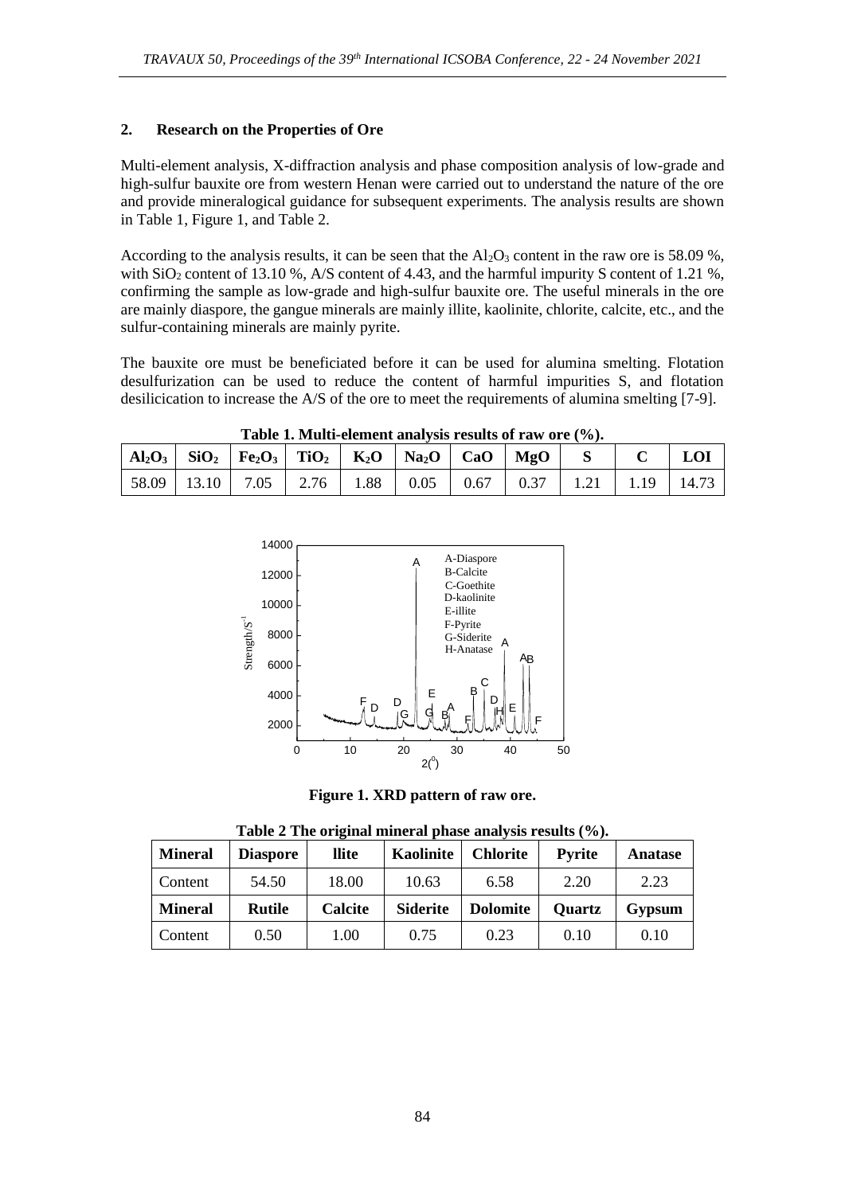## 2. Research on the Properties of Ore

Multi-element analysis, X-diffraction analysis and phase composition analysis of low-grade and high-sulfur bauxite ore from western Henan were carried out to understand the nature of the ore and provide mineralogical guidance for subsequent experiments. The analysis results are shown in Table 1, Figure 1, and Table 2.

According to the analysis results, it can be seen that the $Al_2O_3$ content in the raw ore is 58.09 %, with $SiO_2$ content of 13.10 %, A/S content of 4.43, and the harmful impurity S content of 1.21 %, confirming the sample as low-grade and high-sulfur bauxite ore. The useful minerals in the ore are mainly diaspore, the gangue minerals are mainly illite, kaolinite, chlorite, calcite, etc., and the sulfur-containing minerals are mainly pyrite.

The bauxite ore must be beneficiated before it can be used for alumina smelting. Flotation desulfurization can be used to reduce the content of harmful impurities S, and flotation desilicication to increase the A/S of the ore to meet the requirements of alumina smelting [7-9].

**Table 1. Multi-element analysis results of raw ore (%).**

| $Al_2O_3$ | $SiO_2$ | $Fe_2O_3$ | $TiO_2$ | $K_2O$ | $Na_2O$ | CaO | MgO | S | C | LOI |
|---|---|---|---|---|---|---|---|---|---|---|
| 58.09 | 13.10 | 7.05 | 2.76 | 1.88 | 0.05 | 0.67 | 0.37 | 1.21 | 1.19 | 14.73 |

**Figure 1. XRD pattern of raw ore.**

**Table 2 The original mineral phase analysis results (%).**

| Mineral | Diaspore | llite | Kaolinite | Chlorite | Pyrite | Anatase |
|---|---|---|---|---|---|---|
| Content | 54.50 | 18.00 | 10.63 | 6.58 | 2.20 | 2.23 |
| **Mineral** | **Rutile** | **Calcite** | **Siderite** | **Dolomite** | **Quartz** | **Gypsum** |
| Content | 0.50 | 1.00 | 0.75 | 0.23 | 0.10 | 0.10 |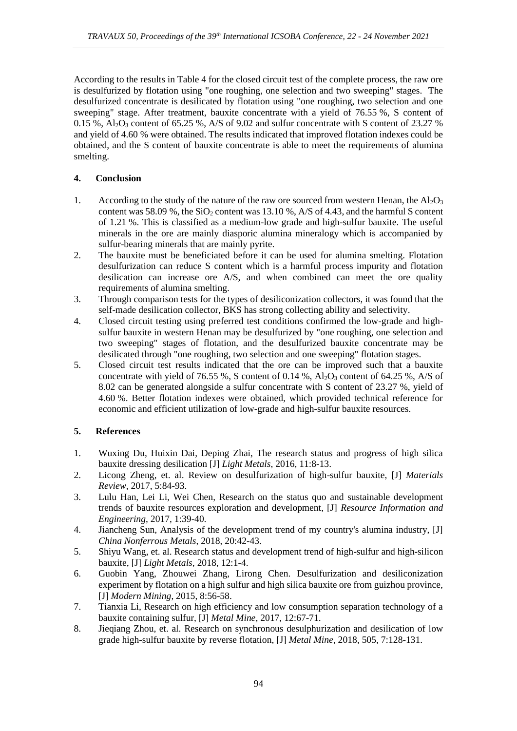According to the results in Table 4 for the closed circuit test of the complete process, the raw ore is desulfurized by flotation using "one roughing, one selection and two sweeping" stages. The desulfurized concentrate is desilicated by flotation using "one roughing, two selection and one sweeping" stage. After treatment, bauxite concentrate with a yield of 76.55 %, S content of 0.15 %, $Al_2O_3$ content of 65.25 %, A/S of 9.02 and sulfur concentrate with S content of 23.27 % and yield of 4.60 % were obtained. The results indicated that improved flotation indexes could be obtained, and the S content of bauxite concentrate is able to meet the requirements of alumina smelting.

## 4. Conclusion

1. According to the study of the nature of the raw ore sourced from western Henan, the $Al_2O_3$ content was 58.09 %, the $SiO_2$ content was 13.10 %, A/S of 4.43, and the harmful S content of 1.21 %. This is classified as a medium-low grade and high-sulfur bauxite. The useful minerals in the ore are mainly diasporic alumina mineralogy which is accompanied by sulfur-bearing minerals that are mainly pyrite.
2. The bauxite must be beneficiated before it can be used for alumina smelting. Flotation desulfurization can reduce S content which is a harmful process impurity and flotation desilication can increase ore A/S, and when combined can meet the ore quality requirements of alumina smelting.
3. Through comparison tests for the types of desiliconization collectors, it was found that the self-made desilication collector, BKS has strong collecting ability and selectivity.
4. Closed circuit testing using preferred test conditions confirmed the low-grade and high-sulfur bauxite in western Henan may be desulfurized by "one roughing, one selection and two sweeping" stages of flotation, and the desulfurized bauxite concentrate may be desilicated through "one roughing, two selection and one sweeping" flotation stages.
5. Closed circuit test results indicated that the ore can be improved such that a bauxite concentrate with yield of 76.55 %, S content of 0.14 %, $Al_2O_3$ content of 64.25 %, A/S of 8.02 can be generated alongside a sulfur concentrate with S content of 23.27 %, yield of 4.60 %. Better flotation indexes were obtained, which provided technical reference for economic and efficient utilization of low-grade and high-sulfur bauxite resources.

## 5. References

1. Wuxing Du, Huixin Dai, Deping Zhai, The research status and progress of high silica bauxite dressing desilication [J] *Light Metals*, 2016, 11:8-13.
2. Licong Zheng, et. al. Review on desulfurization of high-sulfur bauxite, [J] *Materials Review*, 2017, 5:84-93.
3. Lulu Han, Lei Li, Wei Chen, Research on the status quo and sustainable development trends of bauxite resources exploration and development, [J] *Resource Information and Engineering*, 2017, 1:39-40.
4. Jiancheng Sun, Analysis of the development trend of my country's alumina industry, [J] *China Nonferrous Metals*, 2018, 20:42-43.
5. Shiyu Wang, et. al. Research status and development trend of high-sulfur and high-silicon bauxite, [J] *Light Metals*, 2018, 12:1-4.
6. Guobin Yang, Zhouwei Zhang, Lirong Chen. Desulfurization and desiliconization experiment by flotation on a high sulfur and high silica bauxite ore from guizhou province, [J] *Modern Mining*, 2015, 8:56-58.
7. Tianxia Li, Research on high efficiency and low consumption separation technology of a bauxite containing sulfur, [J] *Metal Mine*, 2017, 12:67-71.
8. Jieqiang Zhou, et. al. Research on synchronous desulphurization and desilication of low grade high-sulfur bauxite by reverse flotation, [J] *Metal Mine*, 2018, 505, 7:128-131.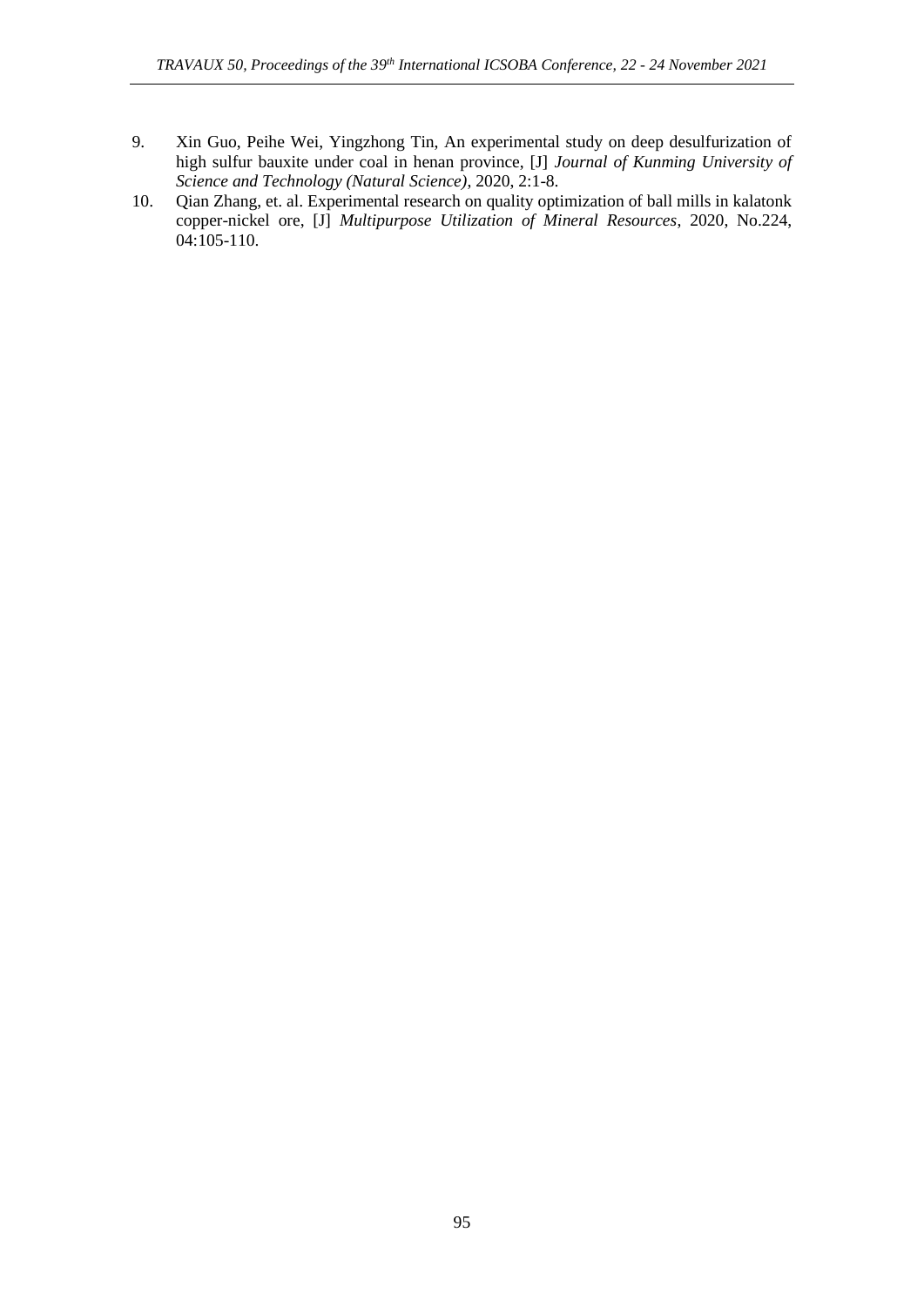9. Xin Guo, Peihe Wei, Yingzhong Tin, An experimental study on deep desulfurization of high sulfur bauxite under coal in henan province, [J] *Journal of Kunming University of Science and Technology (Natural Science)*, 2020, 2:1-8.
10. Qian Zhang, et. al. Experimental research on quality optimization of ball mills in kalatonk copper-nickel ore, [J] *Multipurpose Utilization of Mineral Resources*, 2020, No.224, 04:105-110.